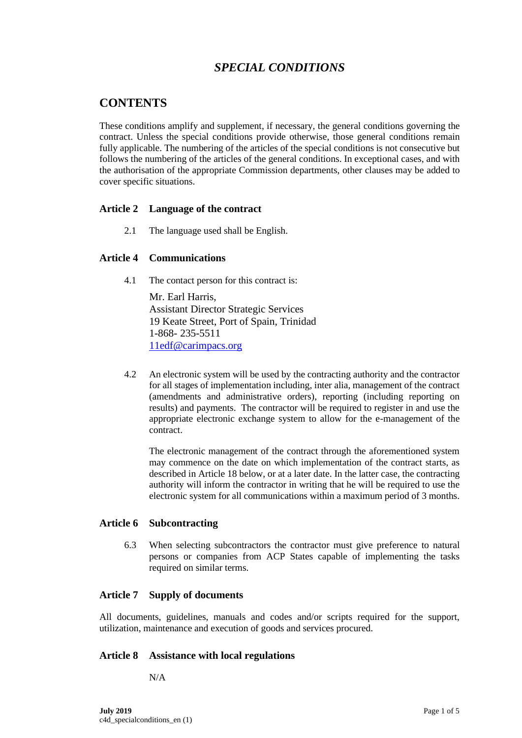# *SPECIAL CONDITIONS*

## CONTENTS

These conditions amplify and supplement, if necessary, the general conditions governing the contract. Unless the special conditions provide otherwise, those general conditions remain fully applicable. The numbering of the articles of the special conditions is not consecutive but follows the numbering of the articles of the general conditions. In exceptional cases, and with the authorisation of the appropriate Commission departments, other clauses may be added to cover specific situations.

### Article 2 Language of the contract

2.1 The language used shall be English.

### Article 4 Communications

4.1 The contact person for this contract is:

Mr. Earl Harris,
Assistant Director Strategic Services
19 Keate Street, Port of Spain, Trinidad
1-868- 235-5511
11edf@carimpacs.org

4.2 An electronic system will be used by the contracting authority and the contractor for all stages of implementation including, inter alia, management of the contract (amendments and administrative orders), reporting (including reporting on results) and payments. The contractor will be required to register in and use the appropriate electronic exchange system to allow for the e-management of the contract.

The electronic management of the contract through the aforementioned system may commence on the date on which implementation of the contract starts, as described in Article 18 below, or at a later date. In the latter case, the contracting authority will inform the contractor in writing that he will be required to use the electronic system for all communications within a maximum period of 3 months.

### Article 6 Subcontracting

6.3 When selecting subcontractors the contractor must give preference to natural persons or companies from ACP States capable of implementing the tasks required on similar terms.

### Article 7 Supply of documents

All documents, guidelines, manuals and codes and/or scripts required for the support, utilization, maintenance and execution of goods and services procured.

### Article 8 Assistance with local regulations

N/A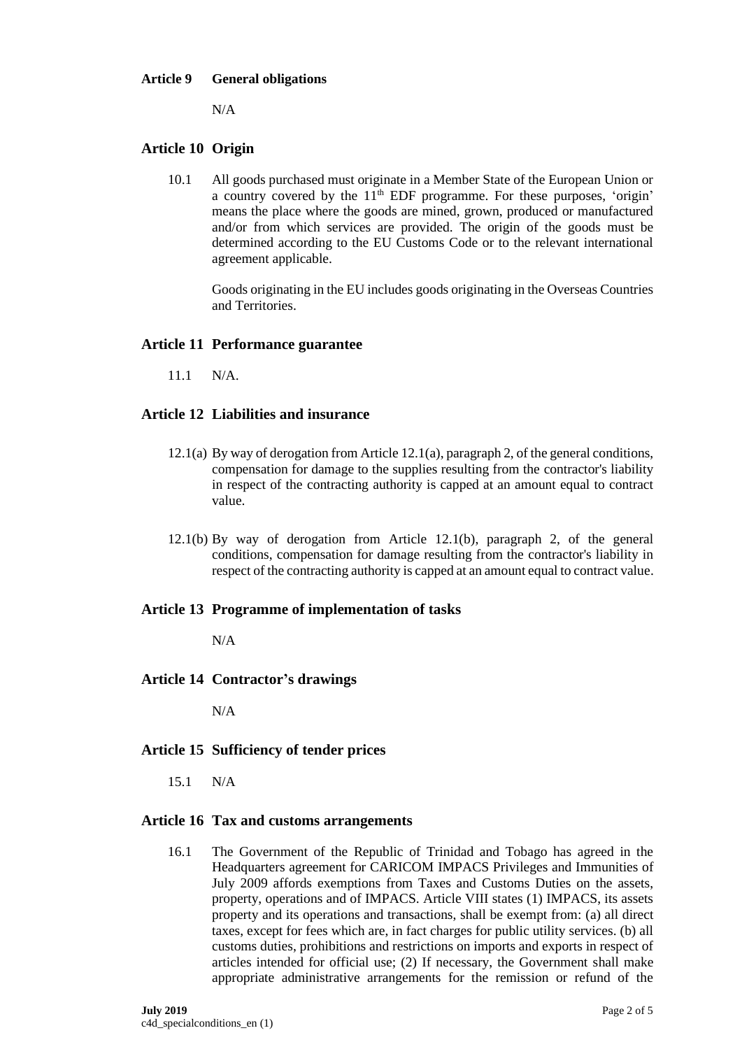### Article 9 General obligations

N/A

### Article 10 Origin

10.1 All goods purchased must originate in a Member State of the European Union or a country covered by the 11th EDF programme. For these purposes, 'origin' means the place where the goods are mined, grown, produced or manufactured and/or from which services are provided. The origin of the goods must be determined according to the EU Customs Code or to the relevant international agreement applicable.

Goods originating in the EU includes goods originating in the Overseas Countries and Territories.

### Article 11 Performance guarantee

11.1 N/A.

### Article 12 Liabilities and insurance

12.1(a) By way of derogation from Article 12.1(a), paragraph 2, of the general conditions, compensation for damage to the supplies resulting from the contractor's liability in respect of the contracting authority is capped at an amount equal to contract value.

12.1(b) By way of derogation from Article 12.1(b), paragraph 2, of the general conditions, compensation for damage resulting from the contractor's liability in respect of the contracting authority is capped at an amount equal to contract value.

### Article 13 Programme of implementation of tasks

N/A

### Article 14 Contractor's drawings

N/A

### Article 15 Sufficiency of tender prices

15.1 N/A

### Article 16 Tax and customs arrangements

16.1 The Government of the Republic of Trinidad and Tobago has agreed in the Headquarters agreement for CARICOM IMPACS Privileges and Immunities of July 2009 affords exemptions from Taxes and Customs Duties on the assets, property, operations and of IMPACS. Article VIII states (1) IMPACS, its assets property and its operations and transactions, shall be exempt from: (a) all direct taxes, except for fees which are, in fact charges for public utility services. (b) all customs duties, prohibitions and restrictions on imports and exports in respect of articles intended for official use; (2) If necessary, the Government shall make appropriate administrative arrangements for the remission or refund of the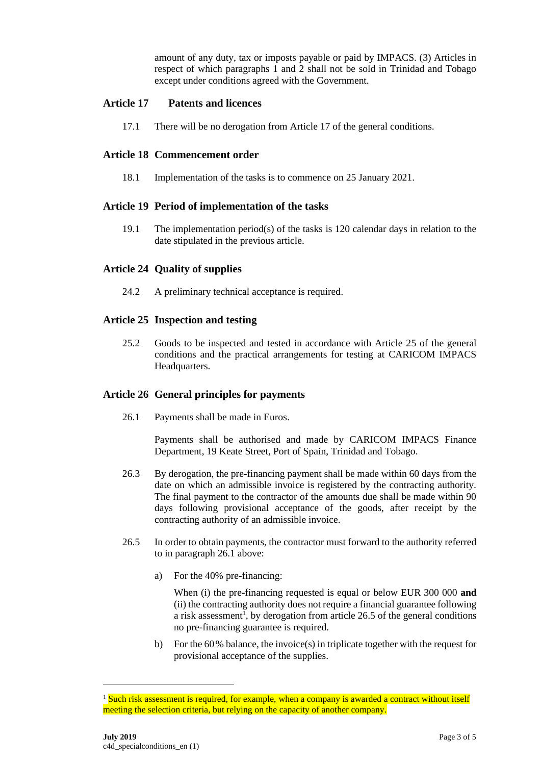amount of any duty, tax or imposts payable or paid by IMPACS. (3) Articles in respect of which paragraphs 1 and 2 shall not be sold in Trinidad and Tobago except under conditions agreed with the Government.

## Article 17 Patents and licences

17.1 There will be no derogation from Article 17 of the general conditions.

## Article 18 Commencement order

18.1 Implementation of the tasks is to commence on 25 January 2021.

## Article 19 Period of implementation of the tasks

19.1 The implementation period(s) of the tasks is 120 calendar days in relation to the date stipulated in the previous article.

## Article 24 Quality of supplies

24.2 A preliminary technical acceptance is required.

## Article 25 Inspection and testing

25.2 Goods to be inspected and tested in accordance with Article 25 of the general conditions and the practical arrangements for testing at CARICOM IMPACS Headquarters.

## Article 26 General principles for payments

26.1 Payments shall be made in Euros.

Payments shall be authorised and made by CARICOM IMPACS Finance Department, 19 Keate Street, Port of Spain, Trinidad and Tobago.

26.3 By derogation, the pre-financing payment shall be made within 60 days from the date on which an admissible invoice is registered by the contracting authority. The final payment to the contractor of the amounts due shall be made within 90 days following provisional acceptance of the goods, after receipt by the contracting authority of an admissible invoice.

26.5 In order to obtain payments, the contractor must forward to the authority referred to in paragraph 26.1 above:

a) For the 40% pre-financing:

When (i) the pre-financing requested is equal or below EUR 300 000 **and** (ii) the contracting authority does not require a financial guarantee following a risk assessment[1], by derogation from article 26.5 of the general conditions no pre-financing guarantee is required.

b) For the 60% balance, the invoice(s) in triplicate together with the request for provisional acceptance of the supplies.

---

[1] Such risk assessment is required, for example, when a company is awarded a contract without itself meeting the selection criteria, but relying on the capacity of another company.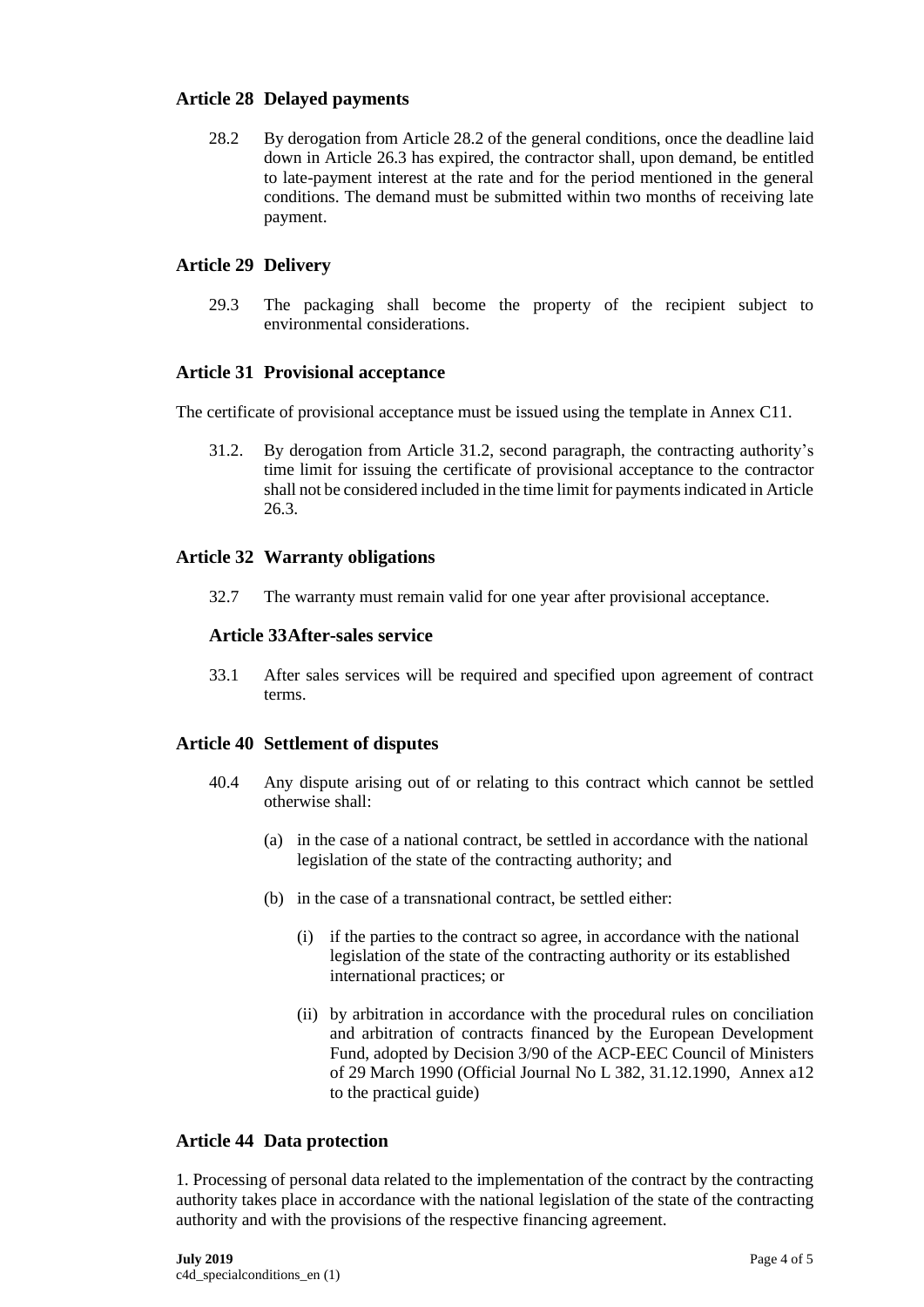## Article 28 Delayed payments

28.2 By derogation from Article 28.2 of the general conditions, once the deadline laid down in Article 26.3 has expired, the contractor shall, upon demand, be entitled to late-payment interest at the rate and for the period mentioned in the general conditions. The demand must be submitted within two months of receiving late payment.

## Article 29 Delivery

29.3 The packaging shall become the property of the recipient subject to environmental considerations.

## Article 31 Provisional acceptance

The certificate of provisional acceptance must be issued using the template in Annex C11.

31.2. By derogation from Article 31.2, second paragraph, the contracting authority's time limit for issuing the certificate of provisional acceptance to the contractor shall not be considered included in the time limit for payments indicated in Article 26.3.

## Article 32 Warranty obligations

32.7 The warranty must remain valid for one year after provisional acceptance.

## Article 33After-sales service

33.1 After sales services will be required and specified upon agreement of contract terms.

## Article 40 Settlement of disputes

40.4 Any dispute arising out of or relating to this contract which cannot be settled otherwise shall:

(a) in the case of a national contract, be settled in accordance with the national legislation of the state of the contracting authority; and

(b) in the case of a transnational contract, be settled either:

(i) if the parties to the contract so agree, in accordance with the national legislation of the state of the contracting authority or its established international practices; or

(ii) by arbitration in accordance with the procedural rules on conciliation and arbitration of contracts financed by the European Development Fund, adopted by Decision 3/90 of the ACP-EEC Council of Ministers of 29 March 1990 (Official Journal No L 382, 31.12.1990, Annex a12 to the practical guide)

## Article 44 Data protection

1. Processing of personal data related to the implementation of the contract by the contracting authority takes place in accordance with the national legislation of the state of the contracting authority and with the provisions of the respective financing agreement.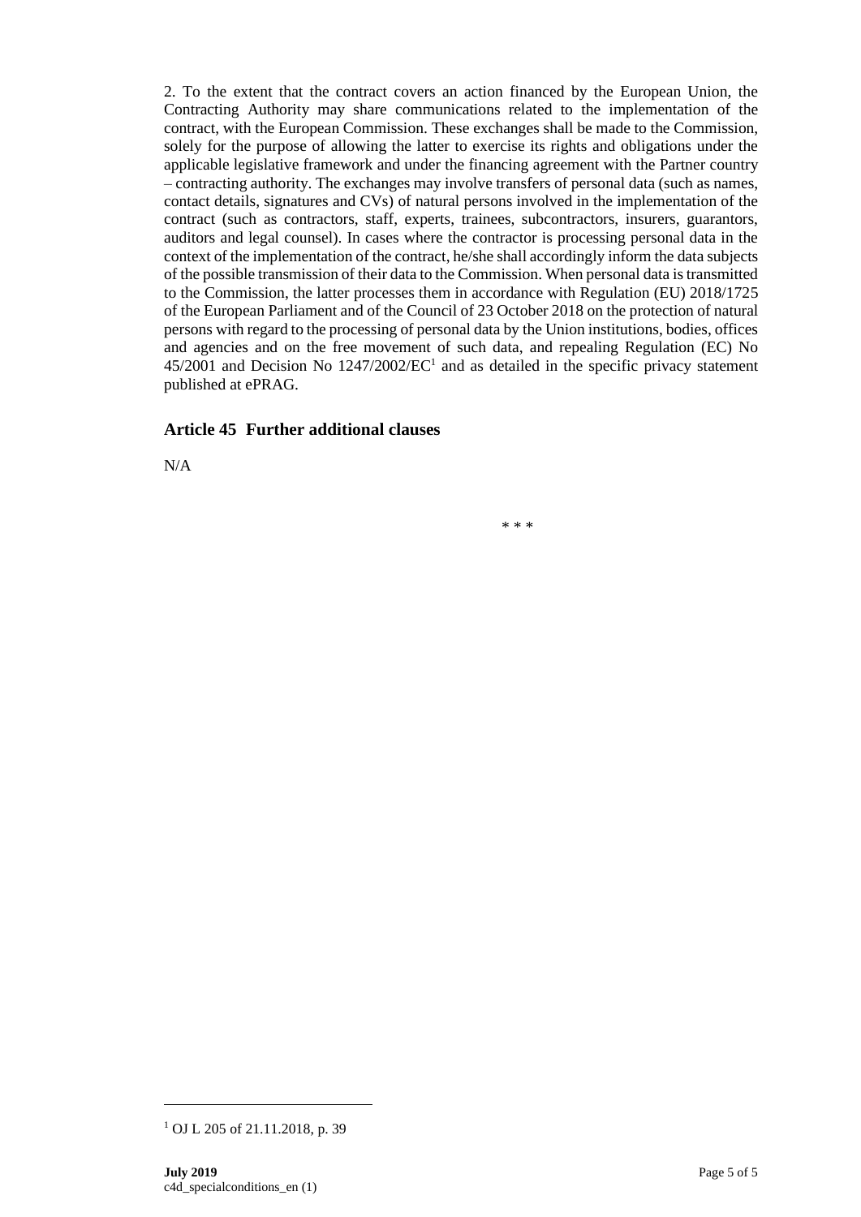2. To the extent that the contract covers an action financed by the European Union, the Contracting Authority may share communications related to the implementation of the contract, with the European Commission. These exchanges shall be made to the Commission, solely for the purpose of allowing the latter to exercise its rights and obligations under the applicable legislative framework and under the financing agreement with the Partner country – contracting authority. The exchanges may involve transfers of personal data (such as names, contact details, signatures and CVs) of natural persons involved in the implementation of the contract (such as contractors, staff, experts, trainees, subcontractors, insurers, guarantors, auditors and legal counsel). In cases where the contractor is processing personal data in the context of the implementation of the contract, he/she shall accordingly inform the data subjects of the possible transmission of their data to the Commission. When personal data is transmitted to the Commission, the latter processes them in accordance with Regulation (EU) 2018/1725 of the European Parliament and of the Council of 23 October 2018 on the protection of natural persons with regard to the processing of personal data by the Union institutions, bodies, offices and agencies and on the free movement of such data, and repealing Regulation (EC) No 45/2001 and Decision No 1247/2002/EC[1] and as detailed in the specific privacy statement published at ePRAG.

## Article 45 Further additional clauses

N/A

* * *

[1] OJ L 205 of 21.11.2018, p. 39